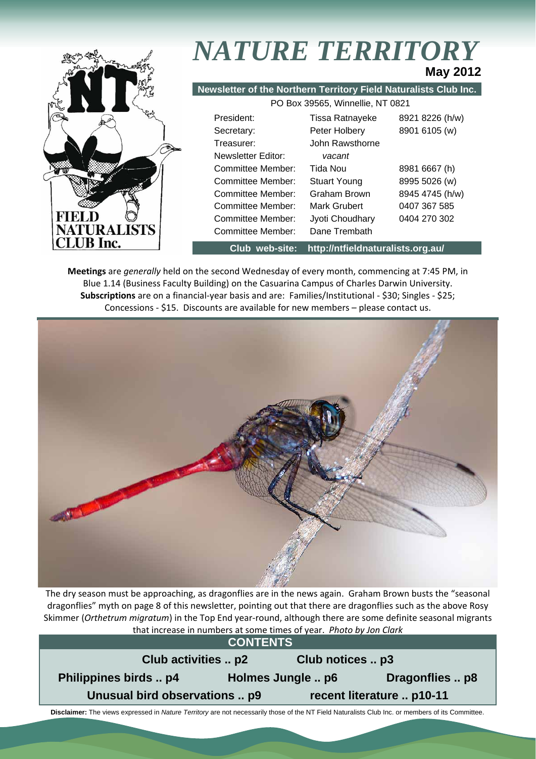# *NATURE TERRITORY*

**May 2012**

**Newsletter of the Northern Territory Field Naturalists Club Inc.**

PO Box 39565, Winnellie, NT 0821

| | | |
|---|---|---|
| President: | Tissa Ratnayeke | 8921 8226 (h/w) |
| Secretary: | Peter Holbery | 8901 6105 (w) |
| Treasurer: | John Rawsthorne | |
| Newsletter Editor: | *vacant* | |
| Committee Member: | Tida Nou | 8981 6667 (h) |
| Committee Member: | Stuart Young | 8995 5026 (w) |
| Committee Member: | Graham Brown | 8945 4745 (h/w) |
| Committee Member: | Mark Grubert | 0407 367 585 |
| Committee Member: | Jyoti Choudhary | 0404 270 302 |
| Committee Member: | Dane Trembath | |

**Club web-site: http://ntfieldnaturalists.org.au/**

**Meetings** are *generally* held on the second Wednesday of every month, commencing at 7:45 PM, in Blue 1.14 (Business Faculty Building) on the Casuarina Campus of Charles Darwin University.
**Subscriptions** are on a financial-year basis and are: Families/Institutional - $30; Singles - $25; Concessions - $15. Discounts are available for new members – please contact us.

The dry season must be approaching, as dragonflies are in the news again. Graham Brown busts the "seasonal dragonflies" myth on page 8 of this newsletter, pointing out that there are dragonflies such as the above Rosy Skimmer (*Orthetrum migratum*) in the Top End year-round, although there are some definite seasonal migrants that increase in numbers at some times of year. *Photo by Jon Clark*

## CONTENTS

- Club activities .. p2
- Club notices .. p3
- Philippines birds .. p4
- Holmes Jungle .. p6
- Dragonflies .. p8
- Unusual bird observations .. p9
- recent literature .. p10-11

**Disclaimer:** The views expressed in *Nature Territory* are not necessarily those of the NT Field Naturalists Club Inc. or members of its Committee.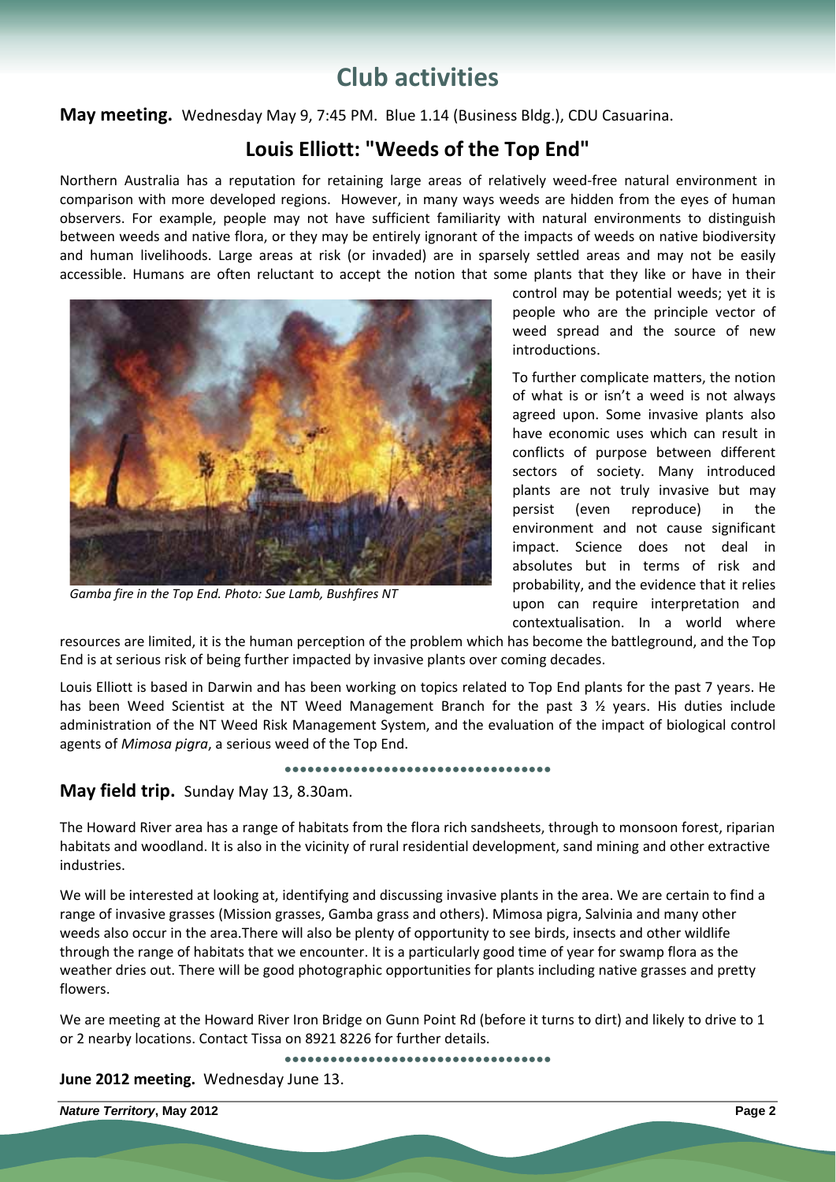# Club activities

**May meeting.** Wednesday May 9, 7:45 PM. Blue 1.14 (Business Bldg.), CDU Casuarina.

## Louis Elliott: "Weeds of the Top End"

Northern Australia has a reputation for retaining large areas of relatively weed-free natural environment in comparison with more developed regions. However, in many ways weeds are hidden from the eyes of human observers. For example, people may not have sufficient familiarity with natural environments to distinguish between weeds and native flora, or they may be entirely ignorant of the impacts of weeds on native biodiversity and human livelihoods. Large areas at risk (or invaded) are in sparsely settled areas and may not be easily accessible. Humans are often reluctant to accept the notion that some plants that they like or have in their control may be potential weeds; yet it is people who are the principle vector of weed spread and the source of new introductions.

*Gamba fire in the Top End. Photo: Sue Lamb, Bushfires NT*

To further complicate matters, the notion of what is or isn't a weed is not always agreed upon. Some invasive plants also have economic uses which can result in conflicts of purpose between different sectors of society. Many introduced plants are not truly invasive but may persist (even reproduce) in the environment and not cause significant impact. Science does not deal in absolutes but in terms of risk and probability, and the evidence that it relies upon can require interpretation and contextualisation. In a world where resources are limited, it is the human perception of the problem which has become the battleground, and the Top End is at serious risk of being further impacted by invasive plants over coming decades.

Louis Elliott is based in Darwin and has been working on topics related to Top End plants for the past 7 years. He has been Weed Scientist at the NT Weed Management Branch for the past 3 ½ years. His duties include administration of the NT Weed Risk Management System, and the evaluation of the impact of biological control agents of *Mimosa pigra*, a serious weed of the Top End.

••••••••••••••••••••••••••••••••••

**May field trip.** Sunday May 13, 8.30am.

The Howard River area has a range of habitats from the flora rich sandsheets, through to monsoon forest, riparian habitats and woodland. It is also in the vicinity of rural residential development, sand mining and other extractive industries.

We will be interested at looking at, identifying and discussing invasive plants in the area. We are certain to find a range of invasive grasses (Mission grasses, Gamba grass and others). Mimosa pigra, Salvinia and many other weeds also occur in the area.There will also be plenty of opportunity to see birds, insects and other wildlife through the range of habitats that we encounter. It is a particularly good time of year for swamp flora as the weather dries out. There will be good photographic opportunities for plants including native grasses and pretty flowers.

We are meeting at the Howard River Iron Bridge on Gunn Point Rd (before it turns to dirt) and likely to drive to 1 or 2 nearby locations. Contact Tissa on 8921 8226 for further details.

••••••••••••••••••••••••••••••••••

**June 2012 meeting.** Wednesday June 13.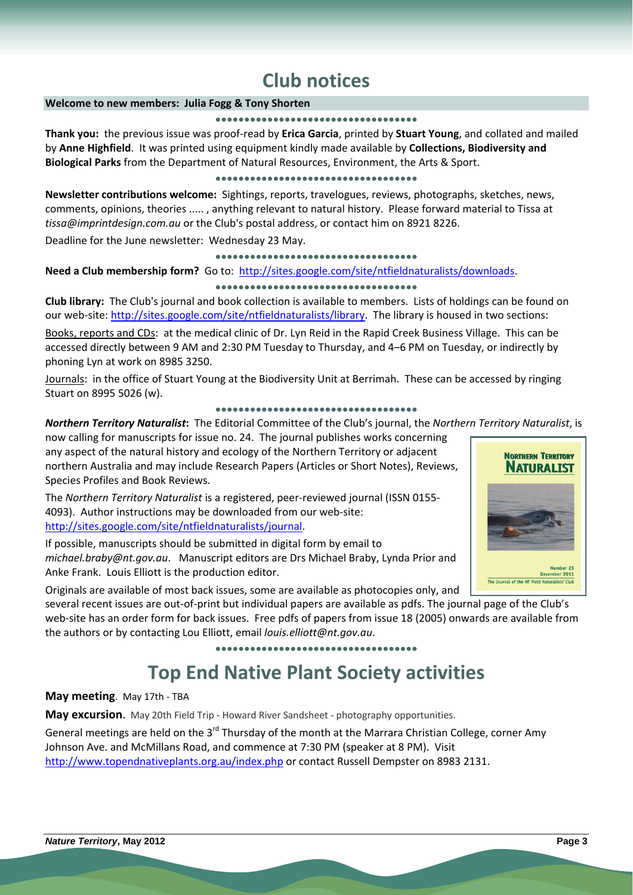# Club notices

**Welcome to new members: Julia Fogg & Tony Shorten**

**Thank you:** the previous issue was proof-read by **Erica Garcia**, printed by **Stuart Young**, and collated and mailed by **Anne Highfield**. It was printed using equipment kindly made available by **Collections, Biodiversity and Biological Parks** from the Department of Natural Resources, Environment, the Arts & Sport.

**Newsletter contributions welcome:** Sightings, reports, travelogues, reviews, photographs, sketches, news, comments, opinions, theories ..... , anything relevant to natural history. Please forward material to Tissa at *tissa@imprintdesign.com.au* or the Club's postal address, or contact him on 8921 8226.

Deadline for the June newsletter: Wednesday 23 May.

**Need a Club membership form?** Go to: http://sites.google.com/site/ntfieldnaturalists/downloads.

**Club library:** The Club's journal and book collection is available to members. Lists of holdings can be found on our web-site: http://sites.google.com/site/ntfieldnaturalists/library. The library is housed in two sections:

Books, reports and CDs: at the medical clinic of Dr. Lyn Reid in the Rapid Creek Business Village. This can be accessed directly between 9 AM and 2:30 PM Tuesday to Thursday, and 4–6 PM on Tuesday, or indirectly by phoning Lyn at work on 8985 3250.

Journals: in the office of Stuart Young at the Biodiversity Unit at Berrimah. These can be accessed by ringing Stuart on 8995 5026 (w).

***Northern Territory Naturalist*:** The Editorial Committee of the Club's journal, the *Northern Territory Naturalist*, is now calling for manuscripts for issue no. 24. The journal publishes works concerning any aspect of the natural history and ecology of the Northern Territory or adjacent northern Australia and may include Research Papers (Articles or Short Notes), Reviews, Species Profiles and Book Reviews.

The *Northern Territory Naturalist* is a registered, peer-reviewed journal (ISSN 0155-4093). Author instructions may be downloaded from our web-site: http://sites.google.com/site/ntfieldnaturalists/journal.

If possible, manuscripts should be submitted in digital form by email to *michael.braby@nt.gov.au*. Manuscript editors are Drs Michael Braby, Lynda Prior and Anke Frank. Louis Elliott is the production editor.

Originals are available of most back issues, some are available as photocopies only, and several recent issues are out-of-print but individual papers are available as pdfs. The journal page of the Club's web-site has an order form for back issues. Free pdfs of papers from issue 18 (2005) onwards are available from the authors or by contacting Lou Elliott, email *louis.elliott@nt.gov.au*.

# Top End Native Plant Society activities

**May meeting**. May 17th - TBA

**May excursion**. May 20th Field Trip - Howard River Sandsheet - photography opportunities.

General meetings are held on the 3rd Thursday of the month at the Marrara Christian College, corner Amy Johnson Ave. and McMillans Road, and commence at 7:30 PM (speaker at 8 PM). Visit http://www.topendnativeplants.org.au/index.php or contact Russell Dempster on 8983 2131.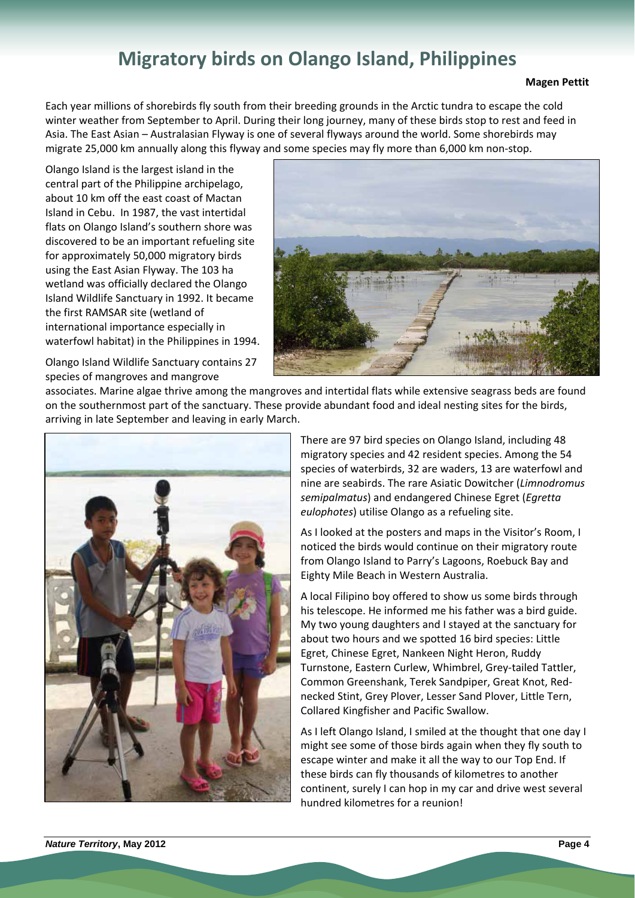# Migratory birds on Olango Island, Philippines

**Magen Pettit**

Each year millions of shorebirds fly south from their breeding grounds in the Arctic tundra to escape the cold winter weather from September to April. During their long journey, many of these birds stop to rest and feed in Asia. The East Asian – Australasian Flyway is one of several flyways around the world. Some shorebirds may migrate 25,000 km annually along this flyway and some species may fly more than 6,000 km non-stop.

Olango Island is the largest island in the central part of the Philippine archipelago, about 10 km off the east coast of Mactan Island in Cebu. In 1987, the vast intertidal flats on Olango Island's southern shore was discovered to be an important refueling site for approximately 50,000 migratory birds using the East Asian Flyway. The 103 ha wetland was officially declared the Olango Island Wildlife Sanctuary in 1992. It became the first RAMSAR site (wetland of international importance especially in waterfowl habitat) in the Philippines in 1994.

Olango Island Wildlife Sanctuary contains 27 species of mangroves and mangrove associates. Marine algae thrive among the mangroves and intertidal flats while extensive seagrass beds are found on the southernmost part of the sanctuary. These provide abundant food and ideal nesting sites for the birds, arriving in late September and leaving in early March.

There are 97 bird species on Olango Island, including 48 migratory species and 42 resident species. Among the 54 species of waterbirds, 32 are waders, 13 are waterfowl and nine are seabirds. The rare Asiatic Dowitcher (*Limnodromus semipalmatus*) and endangered Chinese Egret (*Egretta eulophotes*) utilise Olango as a refueling site.

As I looked at the posters and maps in the Visitor's Room, I noticed the birds would continue on their migratory route from Olango Island to Parry's Lagoons, Roebuck Bay and Eighty Mile Beach in Western Australia.

A local Filipino boy offered to show us some birds through his telescope. He informed me his father was a bird guide. My two young daughters and I stayed at the sanctuary for about two hours and we spotted 16 bird species: Little Egret, Chinese Egret, Nankeen Night Heron, Ruddy Turnstone, Eastern Curlew, Whimbrel, Grey-tailed Tattler, Common Greenshank, Terek Sandpiper, Great Knot, Red-necked Stint, Grey Plover, Lesser Sand Plover, Little Tern, Collared Kingfisher and Pacific Swallow.

As I left Olango Island, I smiled at the thought that one day I might see some of those birds again when they fly south to escape winter and make it all the way to our Top End. If these birds can fly thousands of kilometres to another continent, surely I can hop in my car and drive west several hundred kilometres for a reunion!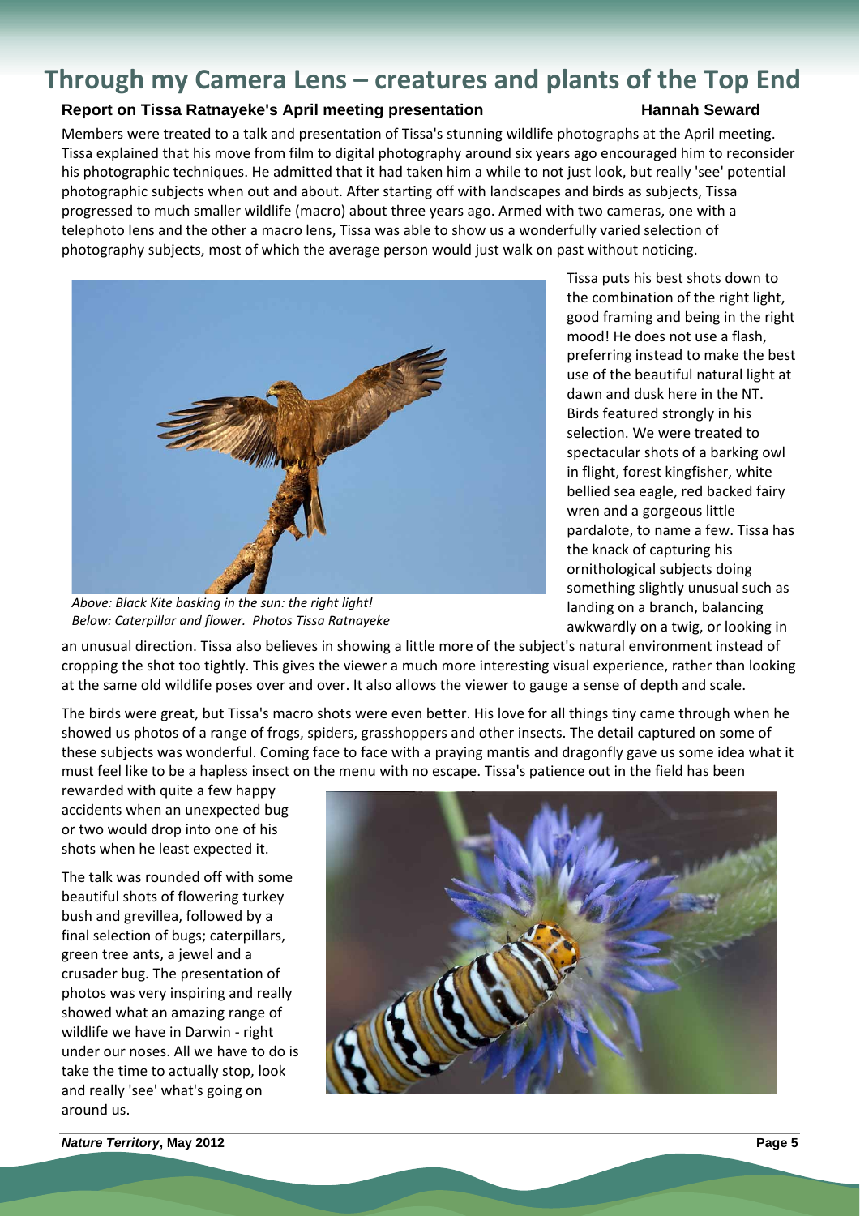# Through my Camera Lens – creatures and plants of the Top End

**Report on Tissa Ratnayeke's April meeting presentation** **Hannah Seward**

Members were treated to a talk and presentation of Tissa's stunning wildlife photographs at the April meeting. Tissa explained that his move from film to digital photography around six years ago encouraged him to reconsider his photographic techniques. He admitted that it had taken him a while to not just look, but really 'see' potential photographic subjects when out and about. After starting off with landscapes and birds as subjects, Tissa progressed to much smaller wildlife (macro) about three years ago. Armed with two cameras, one with a telephoto lens and the other a macro lens, Tissa was able to show us a wonderfully varied selection of photography subjects, most of which the average person would just walk on past without noticing.

*Above: Black Kite basking in the sun: the right light!*
*Below: Caterpillar and flower. Photos Tissa Ratnayeke*

Tissa puts his best shots down to the combination of the right light, good framing and being in the right mood! He does not use a flash, preferring instead to make the best use of the beautiful natural light at dawn and dusk here in the NT. Birds featured strongly in his selection. We were treated to spectacular shots of a barking owl in flight, forest kingfisher, white bellied sea eagle, red backed fairy wren and a gorgeous little pardalote, to name a few. Tissa has the knack of capturing his ornithological subjects doing something slightly unusual such as landing on a branch, balancing awkwardly on a twig, or looking in an unusual direction. Tissa also believes in showing a little more of the subject's natural environment instead of cropping the shot too tightly. This gives the viewer a much more interesting visual experience, rather than looking at the same old wildlife poses over and over. It also allows the viewer to gauge a sense of depth and scale.

The birds were great, but Tissa's macro shots were even better. His love for all things tiny came through when he showed us photos of a range of frogs, spiders, grasshoppers and other insects. The detail captured on some of these subjects was wonderful. Coming face to face with a praying mantis and dragonfly gave us some idea what it must feel like to be a hapless insect on the menu with no escape. Tissa's patience out in the field has been rewarded with quite a few happy accidents when an unexpected bug or two would drop into one of his shots when he least expected it.

The talk was rounded off with some beautiful shots of flowering turkey bush and grevillea, followed by a final selection of bugs; caterpillars, green tree ants, a jewel and a crusader bug. The presentation of photos was very inspiring and really showed what an amazing range of wildlife we have in Darwin - right under our noses. All we have to do is take the time to actually stop, look and really 'see' what's going on around us.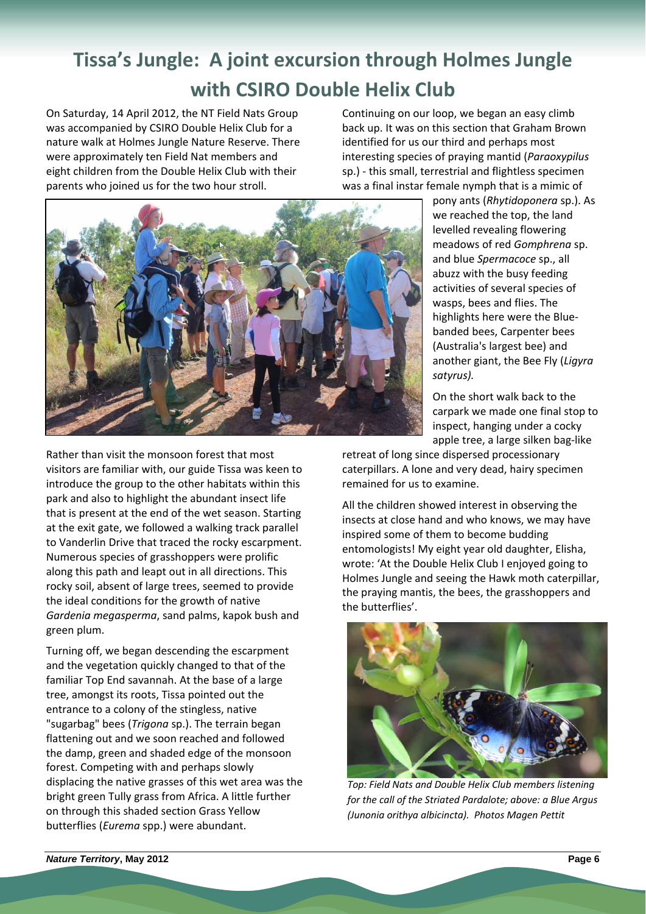# Tissa's Jungle: A joint excursion through Holmes Jungle with CSIRO Double Helix Club

On Saturday, 14 April 2012, the NT Field Nats Group was accompanied by CSIRO Double Helix Club for a nature walk at Holmes Jungle Nature Reserve. There were approximately ten Field Nat members and eight children from the Double Helix Club with their parents who joined us for the two hour stroll.

Rather than visit the monsoon forest that most visitors are familiar with, our guide Tissa was keen to introduce the group to the other habitats within this park and also to highlight the abundant insect life that is present at the end of the wet season. Starting at the exit gate, we followed a walking track parallel to Vanderlin Drive that traced the rocky escarpment. Numerous species of grasshoppers were prolific along this path and leapt out in all directions. This rocky soil, absent of large trees, seemed to provide the ideal conditions for the growth of native *Gardenia megasperma*, sand palms, kapok bush and green plum.

Turning off, we began descending the escarpment and the vegetation quickly changed to that of the familiar Top End savannah. At the base of a large tree, amongst its roots, Tissa pointed out the entrance to a colony of the stingless, native "sugarbag" bees (*Trigona* sp.). The terrain began flattening out and we soon reached and followed the damp, green and shaded edge of the monsoon forest. Competing with and perhaps slowly displacing the native grasses of this wet area was the bright green Tully grass from Africa. A little further on through this shaded section Grass Yellow butterflies (*Eurema* spp.) were abundant.

Continuing on our loop, we began an easy climb back up. It was on this section that Graham Brown identified for us our third and perhaps most interesting species of praying mantid (*Paraoxypilus* sp.) - this small, terrestrial and flightless specimen was a final instar female nymph that is a mimic of pony ants (*Rhytidoponera* sp.). As we reached the top, the land levelled revealing flowering meadows of red *Gomphrena* sp. and blue *Spermacoce* sp., all abuzz with the busy feeding activities of several species of wasps, bees and flies. The highlights here were the Blue-banded bees, Carpenter bees (Australia's largest bee) and another giant, the Bee Fly (*Ligyra satyrus).*

On the short walk back to the carpark we made one final stop to inspect, hanging under a cocky apple tree, a large silken bag-like retreat of long since dispersed processionary caterpillars. A lone and very dead, hairy specimen remained for us to examine.

All the children showed interest in observing the insects at close hand and who knows, we may have inspired some of them to become budding entomologists! My eight year old daughter, Elisha, wrote: 'At the Double Helix Club I enjoyed going to Holmes Jungle and seeing the Hawk moth caterpillar, the praying mantis, the bees, the grasshoppers and the butterflies'.

*Top: Field Nats and Double Helix Club members listening for the call of the Striated Pardalote; above: a Blue Argus (Junonia orithya albicincta). Photos Magen Pettit*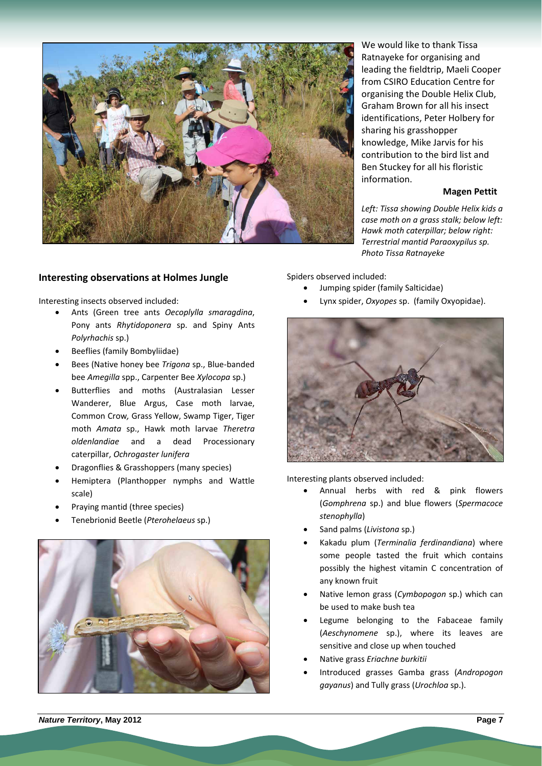We would like to thank Tissa Ratnayeke for organising and leading the fieldtrip, Maeli Cooper from CSIRO Education Centre for organising the Double Helix Club, Graham Brown for all his insect identifications, Peter Holbery for sharing his grasshopper knowledge, Mike Jarvis for his contribution to the bird list and Ben Stuckey for all his floristic information.

**Magen Pettit**

*Left: Tissa showing Double Helix kids a case moth on a grass stalk; below left: Hawk moth caterpillar; below right: Terrestrial mantid Paraoxypilus sp. Photo Tissa Ratnayeke*

## Interesting observations at Holmes Jungle

Interesting insects observed included:

- Ants (Green tree ants *Oecoplylla smaragdina*, Pony ants *Rhytidoponera* sp. and Spiny Ants *Polyrhachis* sp.)
- Beeflies (family Bombyliidae)
- Bees (Native honey bee *Trigona* sp., Blue-banded bee *Amegilla* spp., Carpenter Bee *Xylocopa* sp.)
- Butterflies and moths (Australasian Lesser Wanderer, Blue Argus, Case moth larvae, Common Crow, Grass Yellow, Swamp Tiger, Tiger moth *Amata* sp., Hawk moth larvae *Theretra oldenlandiae* and a dead Processionary caterpillar, *Ochrogaster lunifera*
- Dragonflies & Grasshoppers (many species)
- Hemiptera (Planthopper nymphs and Wattle scale)
- Praying mantid (three species)
- Tenebrionid Beetle (*Pterohelaeus* sp.)

Spiders observed included:

- Jumping spider (family Salticidae)
- Lynx spider, *Oxyopes* sp. (family Oxyopidae).

Interesting plants observed included:

- Annual herbs with red & pink flowers (*Gomphrena* sp.) and blue flowers (*Spermacoce stenophylla*)
- Sand palms (*Livistona* sp.)
- Kakadu plum (*Terminalia ferdinandiana*) where some people tasted the fruit which contains possibly the highest vitamin C concentration of any known fruit
- Native lemon grass (*Cymbopogon* sp.) which can be used to make bush tea
- Legume belonging to the Fabaceae family (*Aeschynomene* sp.), where its leaves are sensitive and close up when touched
- Native grass *Eriachne burkitii*
- Introduced grasses Gamba grass (*Andropogon gayanus*) and Tully grass (*Urochloa* sp.).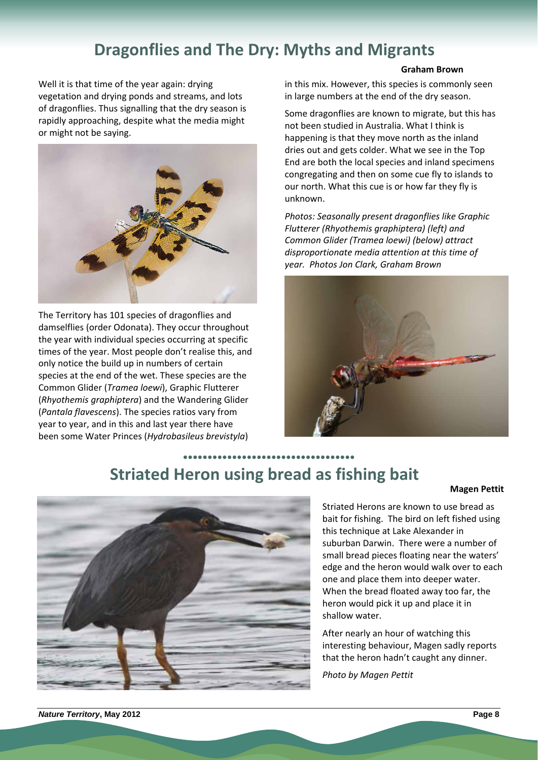# Dragonflies and The Dry: Myths and Migrants

**Graham Brown**

Well it is that time of the year again: drying vegetation and drying ponds and streams, and lots of dragonflies. Thus signalling that the dry season is rapidly approaching, despite what the media might or might not be saying.

The Territory has 101 species of dragonflies and damselflies (order Odonata). They occur throughout the year with individual species occurring at specific times of the year. Most people don't realise this, and only notice the build up in numbers of certain species at the end of the wet. These species are the Common Glider (*Tramea loewi*), Graphic Flutterer (*Rhyothemis graphiptera*) and the Wandering Glider (*Pantala flavescens*). The species ratios vary from year to year, and in this and last year there have been some Water Princes (*Hydrobasileus brevistyla*) in this mix. However, this species is commonly seen in large numbers at the end of the dry season.

Some dragonflies are known to migrate, but this has not been studied in Australia. What I think is happening is that they move north as the inland dries out and gets colder. What we see in the Top End are both the local species and inland specimens congregating and then on some cue fly to islands to our north. What this cue is or how far they fly is unknown.

*Photos: Seasonally present dragonflies like Graphic Flutterer (Rhyothemis graphiptera) (left) and Common Glider (Tramea loewi) (below) attract disproportionate media attention at this time of year. Photos Jon Clark, Graham Brown*

# Striated Heron using bread as fishing bait

**Magen Pettit**

Striated Herons are known to use bread as bait for fishing. The bird on left fished using this technique at Lake Alexander in suburban Darwin. There were a number of small bread pieces floating near the waters' edge and the heron would walk over to each one and place them into deeper water. When the bread floated away too far, the heron would pick it up and place it in shallow water.

After nearly an hour of watching this interesting behaviour, Magen sadly reports that the heron hadn't caught any dinner.

*Photo by Magen Pettit*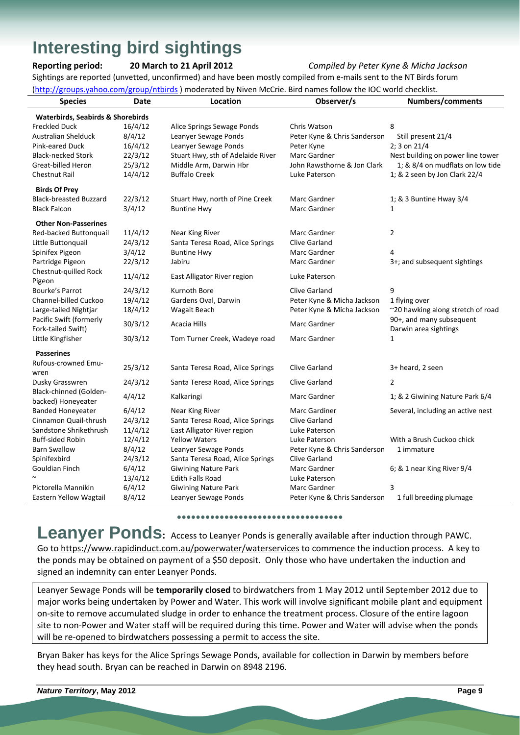# Interesting bird sightings

**Reporting period:** **20 March to 21 April 2012** *Compiled by Peter Kyne & Micha Jackson*

Sightings are reported (unvetted, unconfirmed) and have been mostly compiled from e-mails sent to the NT Birds forum (http://groups.yahoo.com/group/ntbirds ) moderated by Niven McCrie. Bird names follow the IOC world checklist.

| Species | Date | Location | Observer/s | Numbers/comments |
|---|---|---|---|---|
| **Waterbirds, Seabirds & Shorebirds** | | | | |
| Freckled Duck | 16/4/12 | Alice Springs Sewage Ponds | Chris Watson | 8 |
| Australian Shelduck | 8/4/12 | Leanyer Sewage Ponds | Peter Kyne & Chris Sanderson | Still present 21/4 |
| Pink-eared Duck | 16/4/12 | Leanyer Sewage Ponds | Peter Kyne | 2; 3 on 21/4 |
| Black-necked Stork | 22/3/12 | Stuart Hwy, sth of Adelaide River | Marc Gardner | Nest building on power line tower |
| Great-billed Heron | 25/3/12 | Middle Arm, Darwin Hbr | John Rawsthorne & Jon Clark | 1; & 8/4 on mudflats on low tide |
| Chestnut Rail | 14/4/12 | Buffalo Creek | Luke Paterson | 1; & 2 seen by Jon Clark 22/4 |
| **Birds Of Prey** | | | | |
| Black-breasted Buzzard | 22/3/12 | Stuart Hwy, north of Pine Creek | Marc Gardner | 1; & 3 Buntine Hway 3/4 |
| Black Falcon | 3/4/12 | Buntine Hwy | Marc Gardner | 1 |
| **Other Non-Passerines** | | | | |
| Red-backed Buttonquail | 11/4/12 | Near King River | Marc Gardner | 2 |
| Little Buttonquail | 24/3/12 | Santa Teresa Road, Alice Springs | Clive Garland | |
| Spinifex Pigeon | 3/4/12 | Buntine Hwy | Marc Gardner | 4 |
| Partridge Pigeon | 22/3/12 | Jabiru | Marc Gardner | 3+; and subsequent sightings |
| Chestnut-quilled Rock Pigeon | 11/4/12 | East Alligator River region | Luke Paterson | |
| Bourke's Parrot | 24/3/12 | Kurnoth Bore | Clive Garland | 9 |
| Channel-billed Cuckoo | 19/4/12 | Gardens Oval, Darwin | Peter Kyne & Micha Jackson | 1 flying over |
| Large-tailed Nightjar | 18/4/12 | Wagait Beach | Peter Kyne & Micha Jackson | ~20 hawking along stretch of road |
| Pacific Swift (formerly Fork-tailed Swift) | 30/3/12 | Acacia Hills | Marc Gardner | 90+, and many subsequent Darwin area sightings |
| Little Kingfisher | 30/3/12 | Tom Turner Creek, Wadeye road | Marc Gardner | 1 |
| **Passerines** | | | | |
| Rufous-crowned Emu-wren | 25/3/12 | Santa Teresa Road, Alice Springs | Clive Garland | 3+ heard, 2 seen |
| Dusky Grasswren | 24/3/12 | Santa Teresa Road, Alice Springs | Clive Garland | 2 |
| Black-chinned (Golden-backed) Honeyeater | 4/4/12 | Kalkaringi | Marc Gardner | 1; & 2 Giwining Nature Park 6/4 |
| Banded Honeyeater | 6/4/12 | Near King River | Marc Gardiner | Several, including an active nest |
| Cinnamon Quail-thrush | 24/3/12 | Santa Teresa Road, Alice Springs | Clive Garland | |
| Sandstone Shrikethrush | 11/4/12 | East Alligator River region | Luke Paterson | |
| Buff-sided Robin | 12/4/12 | Yellow Waters | Luke Paterson | With a Brush Cuckoo chick |
| Barn Swallow | 8/4/12 | Leanyer Sewage Ponds | Peter Kyne & Chris Sanderson | 1 immature |
| Spinifexbird | 24/3/12 | Santa Teresa Road, Alice Springs | Clive Garland | |
| Gouldian Finch | 6/4/12 | Giwining Nature Park | Marc Gardner | 6; & 1 near King River 9/4 |
| ~ | 13/4/12 | Edith Falls Road | Luke Paterson | |
| Pictorella Mannikin | 6/4/12 | Giwining Nature Park | Marc Gardner | 3 |
| Eastern Yellow Wagtail | 8/4/12 | Leanyer Sewage Ponds | Peter Kyne & Chris Sanderson | 1 full breeding plumage |

# Leanyer Ponds

**Leanyer Ponds:** Access to Leanyer Ponds is generally available after induction through PAWC. Go to https://www.rapidinduct.com.au/powerwater/waterservices to commence the induction process. A key to the ponds may be obtained on payment of a $50 deposit. Only those who have undertaken the induction and signed an indemnity can enter Leanyer Ponds.

Leanyer Sewage Ponds will be **temporarily closed** to birdwatchers from 1 May 2012 until September 2012 due to major works being undertaken by Power and Water. This work will involve significant mobile plant and equipment on-site to remove accumulated sludge in order to enhance the treatment process. Closure of the entire lagoon site to non-Power and Water staff will be required during this time. Power and Water will advise when the ponds will be re-opened to birdwatchers possessing a permit to access the site.

Bryan Baker has keys for the Alice Springs Sewage Ponds, available for collection in Darwin by members before they head south. Bryan can be reached in Darwin on 8948 2196.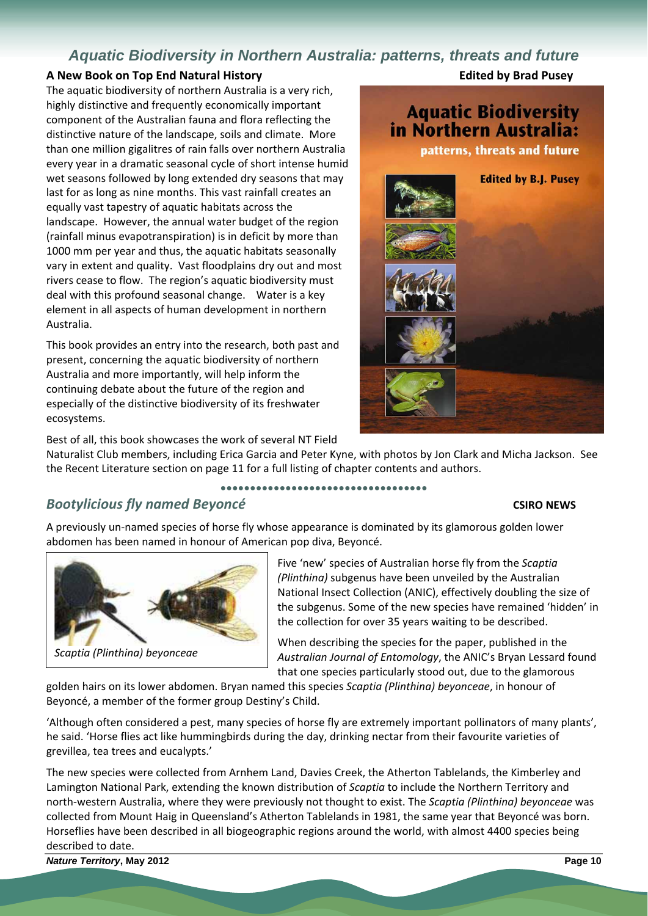## Aquatic Biodiversity in Northern Australia: patterns, threats and future

**A New Book on Top End Natural History** **Edited by Brad Pusey**

The aquatic biodiversity of northern Australia is a very rich, highly distinctive and frequently economically important component of the Australian fauna and flora reflecting the distinctive nature of the landscape, soils and climate. More than one million gigalitres of rain falls over northern Australia every year in a dramatic seasonal cycle of short intense humid wet seasons followed by long extended dry seasons that may last for as long as nine months. This vast rainfall creates an equally vast tapestry of aquatic habitats across the landscape. However, the annual water budget of the region (rainfall minus evapotranspiration) is in deficit by more than 1000 mm per year and thus, the aquatic habitats seasonally vary in extent and quality. Vast floodplains dry out and most rivers cease to flow. The region's aquatic biodiversity must deal with this profound seasonal change. Water is a key element in all aspects of human development in northern Australia.

This book provides an entry into the research, both past and present, concerning the aquatic biodiversity of northern Australia and more importantly, will help inform the continuing debate about the future of the region and especially of the distinctive biodiversity of its freshwater ecosystems.

Best of all, this book showcases the work of several NT Field Naturalist Club members, including Erica Garcia and Peter Kyne, with photos by Jon Clark and Micha Jackson. See the Recent Literature section on page 11 for a full listing of chapter contents and authors.

## *Bootylicious fly named Beyoncé*

**CSIRO NEWS**

A previously un-named species of horse fly whose appearance is dominated by its glamorous golden lower abdomen has been named in honour of American pop diva, Beyoncé.

*Scaptia (Plinthina) beyonceae*

Five 'new' species of Australian horse fly from the *Scaptia (Plinthina)* subgenus have been unveiled by the Australian National Insect Collection (ANIC), effectively doubling the size of the subgenus. Some of the new species have remained 'hidden' in the collection for over 35 years waiting to be described.

When describing the species for the paper, published in the *Australian Journal of Entomology*, the ANIC's Bryan Lessard found that one species particularly stood out, due to the glamorous golden hairs on its lower abdomen. Bryan named this species *Scaptia (Plinthina) beyonceae*, in honour of Beyoncé, a member of the former group Destiny's Child.

'Although often considered a pest, many species of horse fly are extremely important pollinators of many plants', he said. 'Horse flies act like hummingbirds during the day, drinking nectar from their favourite varieties of grevillea, tea trees and eucalypts.'

The new species were collected from Arnhem Land, Davies Creek, the Atherton Tablelands, the Kimberley and Lamington National Park, extending the known distribution of *Scaptia* to include the Northern Territory and north-western Australia, where they were previously not thought to exist. The *Scaptia (Plinthina) beyonceae* was collected from Mount Haig in Queensland's Atherton Tablelands in 1981, the same year that Beyoncé was born. Horseflies have been described in all biogeographic regions around the world, with almost 4400 species being described to date.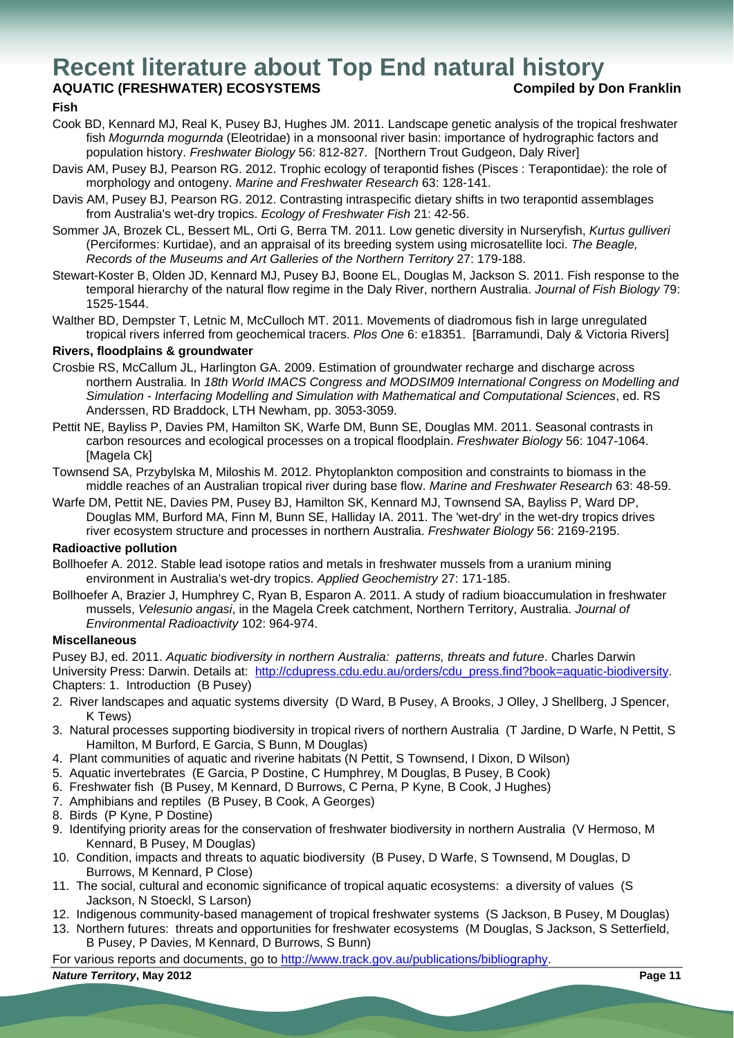# Recent literature about Top End natural history

**AQUATIC (FRESHWATER) ECOSYSTEMS** **Compiled by Don Franklin**

### Fish

Cook BD, Kennard MJ, Real K, Pusey BJ, Hughes JM. 2011. Landscape genetic analysis of the tropical freshwater fish *Mogurnda mogurnda* (Eleotridae) in a monsoonal river basin: importance of hydrographic factors and population history. *Freshwater Biology* 56: 812-827. [Northern Trout Gudgeon, Daly River]

Davis AM, Pusey BJ, Pearson RG. 2012. Trophic ecology of terapontid fishes (Pisces : Terapontidae): the role of morphology and ontogeny. *Marine and Freshwater Research* 63: 128-141.

Davis AM, Pusey BJ, Pearson RG. 2012. Contrasting intraspecific dietary shifts in two terapontid assemblages from Australia's wet-dry tropics. *Ecology of Freshwater Fish* 21: 42-56.

Sommer JA, Brozek CL, Bessert ML, Orti G, Berra TM. 2011. Low genetic diversity in Nurseryfish, *Kurtus gulliveri* (Perciformes: Kurtidae), and an appraisal of its breeding system using microsatellite loci. *The Beagle, Records of the Museums and Art Galleries of the Northern Territory* 27: 179-188.

Stewart-Koster B, Olden JD, Kennard MJ, Pusey BJ, Boone EL, Douglas M, Jackson S. 2011. Fish response to the temporal hierarchy of the natural flow regime in the Daly River, northern Australia. *Journal of Fish Biology* 79: 1525-1544.

Walther BD, Dempster T, Letnic M, McCulloch MT. 2011. Movements of diadromous fish in large unregulated tropical rivers inferred from geochemical tracers. *Plos One* 6: e18351. [Barramundi, Daly & Victoria Rivers]

### Rivers, floodplains & groundwater

Crosbie RS, McCallum JL, Harlington GA. 2009. Estimation of groundwater recharge and discharge across northern Australia. In *18th World IMACS Congress and MODSIM09 International Congress on Modelling and Simulation - Interfacing Modelling and Simulation with Mathematical and Computational Sciences*, ed. RS Anderssen, RD Braddock, LTH Newham, pp. 3053-3059.

Pettit NE, Bayliss P, Davies PM, Hamilton SK, Warfe DM, Bunn SE, Douglas MM. 2011. Seasonal contrasts in carbon resources and ecological processes on a tropical floodplain. *Freshwater Biology* 56: 1047-1064. [Magela Ck]

Townsend SA, Przybylska M, Miloshis M. 2012. Phytoplankton composition and constraints to biomass in the middle reaches of an Australian tropical river during base flow. *Marine and Freshwater Research* 63: 48-59.

Warfe DM, Pettit NE, Davies PM, Pusey BJ, Hamilton SK, Kennard MJ, Townsend SA, Bayliss P, Ward DP, Douglas MM, Burford MA, Finn M, Bunn SE, Halliday IA. 2011. The 'wet-dry' in the wet-dry tropics drives river ecosystem structure and processes in northern Australia. *Freshwater Biology* 56: 2169-2195.

### Radioactive pollution

Bollhoefer A. 2012. Stable lead isotope ratios and metals in freshwater mussels from a uranium mining environment in Australia's wet-dry tropics. *Applied Geochemistry* 27: 171-185.

Bollhoefer A, Brazier J, Humphrey C, Ryan B, Esparon A. 2011. A study of radium bioaccumulation in freshwater mussels, *Velesunio angasi*, in the Magela Creek catchment, Northern Territory, Australia. *Journal of Environmental Radioactivity* 102: 964-974.

### Miscellaneous

Pusey BJ, ed. 2011. *Aquatic biodiversity in northern Australia: patterns, threats and future*. Charles Darwin University Press: Darwin. Details at: http://cdupress.cdu.edu.au/orders/cdu_press.find?book=aquatic-biodiversity.
Chapters: 1. Introduction (B Pusey)

2. River landscapes and aquatic systems diversity (D Ward, B Pusey, A Brooks, J Olley, J Shellberg, J Spencer, K Tews)
3. Natural processes supporting biodiversity in tropical rivers of northern Australia (T Jardine, D Warfe, N Pettit, S Hamilton, M Burford, E Garcia, S Bunn, M Douglas)
4. Plant communities of aquatic and riverine habitats (N Pettit, S Townsend, I Dixon, D Wilson)
5. Aquatic invertebrates (E Garcia, P Dostine, C Humphrey, M Douglas, B Pusey, B Cook)
6. Freshwater fish (B Pusey, M Kennard, D Burrows, C Perna, P Kyne, B Cook, J Hughes)
7. Amphibians and reptiles (B Pusey, B Cook, A Georges)
8. Birds (P Kyne, P Dostine)
9. Identifying priority areas for the conservation of freshwater biodiversity in northern Australia (V Hermoso, M Kennard, B Pusey, M Douglas)
10. Condition, impacts and threats to aquatic biodiversity (B Pusey, D Warfe, S Townsend, M Douglas, D Burrows, M Kennard, P Close)
11. The social, cultural and economic significance of tropical aquatic ecosystems: a diversity of values (S Jackson, N Stoeckl, S Larson)
12. Indigenous community-based management of tropical freshwater systems (S Jackson, B Pusey, M Douglas)
13. Northern futures: threats and opportunities for freshwater ecosystems (M Douglas, S Jackson, S Setterfield, B Pusey, P Davies, M Kennard, D Burrows, S Bunn)

For various reports and documents, go to http://www.track.gov.au/publications/bibliography.